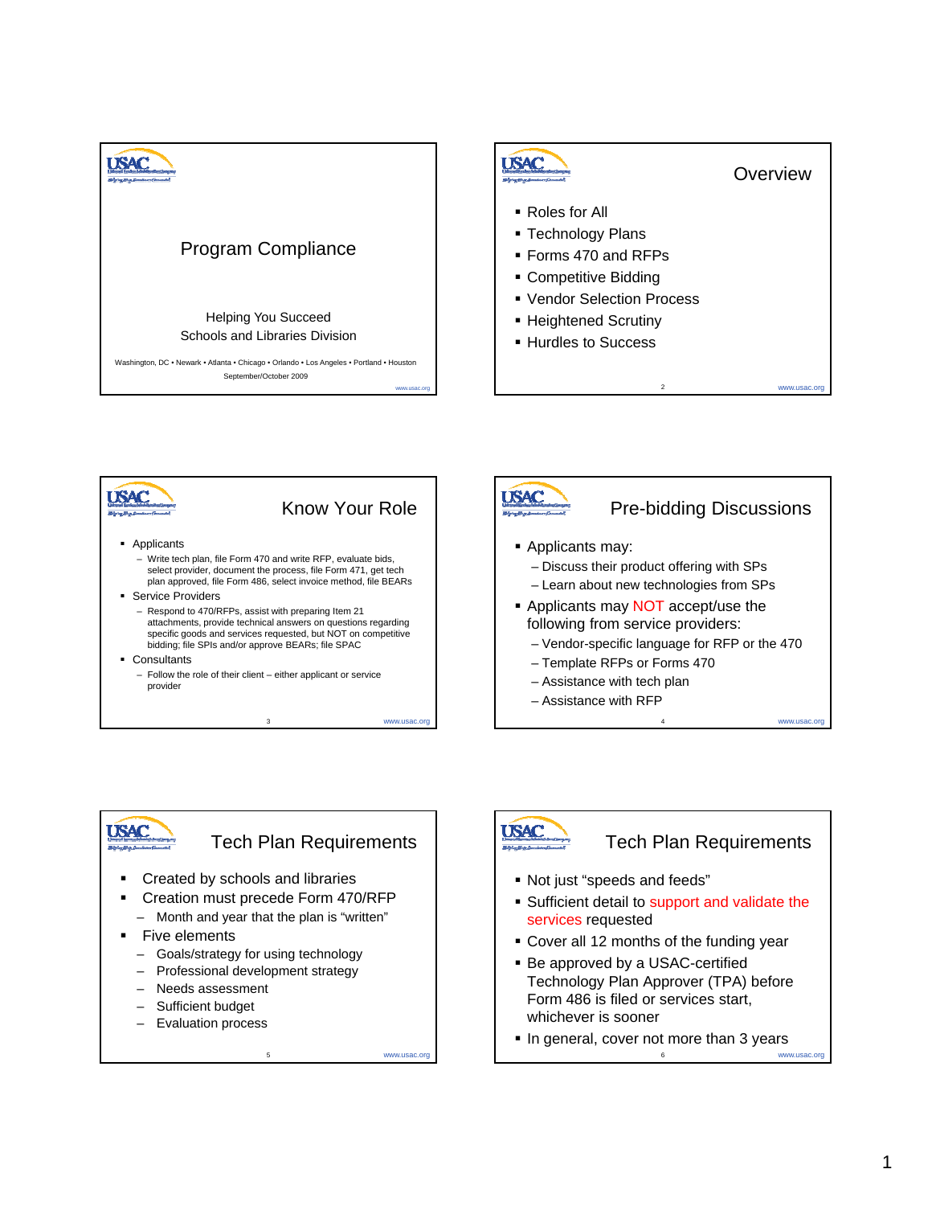# Program Compliance

Helping You Succeed
Schools and Libraries Division

Washington, DC • Newark • Atlanta • Chicago • Orlando • Los Angeles • Portland • Houston
September/October 2009

## Overview

- Roles for All
- Technology Plans
- Forms 470 and RFPs
- Competitive Bidding
- Vendor Selection Process
- Heightened Scrutiny
- Hurdles to Success

## Know Your Role

- Applicants
  - Write tech plan, file Form 470 and write RFP, evaluate bids, select provider, document the process, file Form 471, get tech plan approved, file Form 486, select invoice method, file BEARs
- Service Providers
  - Respond to 470/RFPs, assist with preparing Item 21 attachments, provide technical answers on questions regarding specific goods and services requested, but NOT on competitive bidding; file SPIs and/or approve BEARs; file SPAC
- Consultants
  - Follow the role of their client – either applicant or service provider

## Pre-bidding Discussions

- Applicants may:
  - Discuss their product offering with SPs
  - Learn about new technologies from SPs
- Applicants may NOT accept/use the following from service providers:
  - Vendor-specific language for RFP or the 470
  - Template RFPs or Forms 470
  - Assistance with tech plan
  - Assistance with RFP

## Tech Plan Requirements

- Created by schools and libraries
- Creation must precede Form 470/RFP
  - Month and year that the plan is "written"
- Five elements
  - Goals/strategy for using technology
  - Professional development strategy
  - Needs assessment
  - Sufficient budget
  - Evaluation process

## Tech Plan Requirements

- Not just "speeds and feeds"
- Sufficient detail to support and validate the services requested
- Cover all 12 months of the funding year
- Be approved by a USAC-certified Technology Plan Approver (TPA) before Form 486 is filed or services start, whichever is sooner
- In general, cover not more than 3 years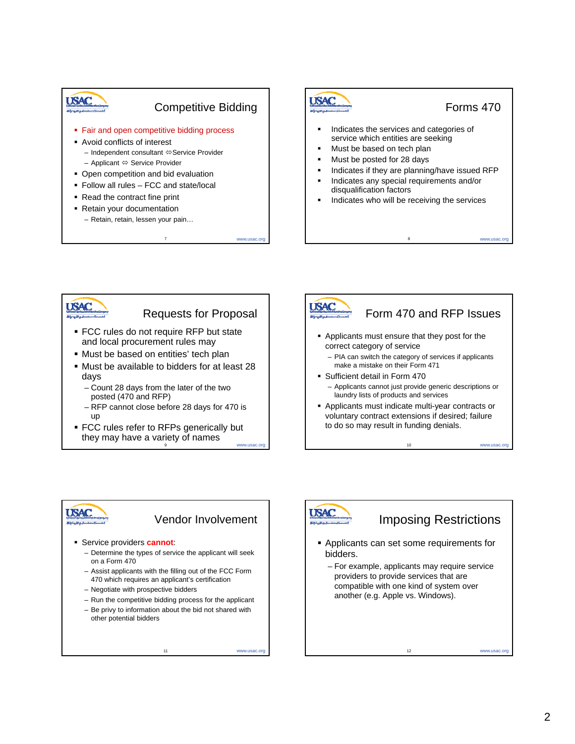## Competitive Bidding

- Fair and open competitive bidding process
- Avoid conflicts of interest
  - Independent consultant ⇔ Service Provider
  - Applicant ⇔ Service Provider
- Open competition and bid evaluation
- Follow all rules – FCC and state/local
- Read the contract fine print
- Retain your documentation
  - Retain, retain, lessen your pain…

## Forms 470

- Indicates the services and categories of service which entities are seeking
- Must be based on tech plan
- Must be posted for 28 days
- Indicates if they are planning/have issued RFP
- Indicates any special requirements and/or disqualification factors
- Indicates who will be receiving the services

## Requests for Proposal

- FCC rules do not require RFP but state and local procurement rules may
- Must be based on entities' tech plan
- Must be available to bidders for at least 28 days
  - Count 28 days from the later of the two posted (470 and RFP)
  - RFP cannot close before 28 days for 470 is up
- FCC rules refer to RFPs generically but they may have a variety of names

## Form 470 and RFP Issues

- Applicants must ensure that they post for the correct category of service
  - PIA can switch the category of services if applicants make a mistake on their Form 471
- Sufficient detail in Form 470
  - Applicants cannot just provide generic descriptions or laundry lists of products and services
- Applicants must indicate multi-year contracts or voluntary contract extensions if desired; failure to do so may result in funding denials.

## Vendor Involvement

- Service providers **cannot**:
  - Determine the types of service the applicant will seek on a Form 470
  - Assist applicants with the filling out of the FCC Form 470 which requires an applicant's certification
  - Negotiate with prospective bidders
  - Run the competitive bidding process for the applicant
  - Be privy to information about the bid not shared with other potential bidders

## Imposing Restrictions

- Applicants can set some requirements for bidders.
  - For example, applicants may require service providers to provide services that are compatible with one kind of system over another (e.g. Apple vs. Windows).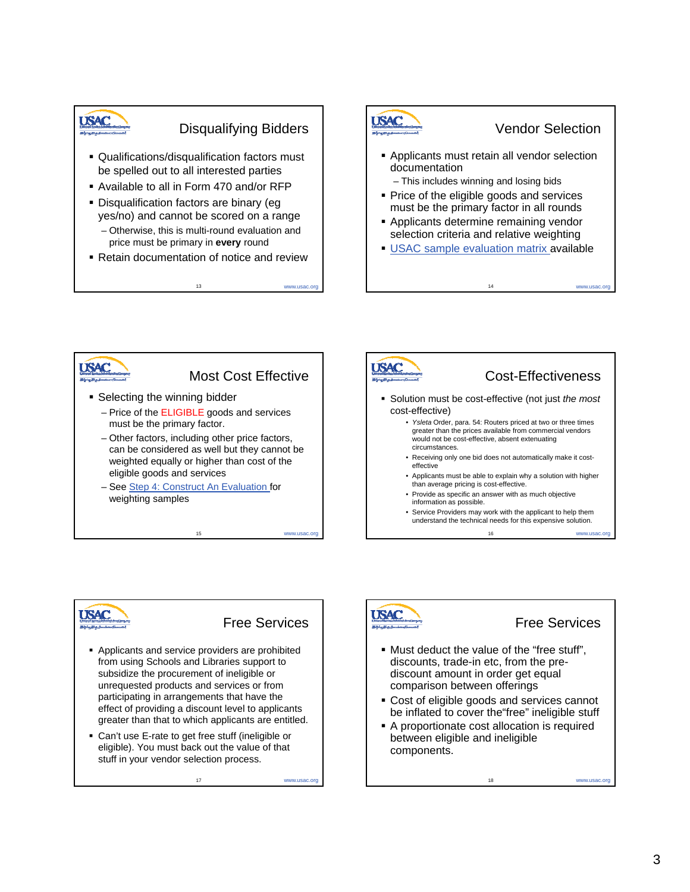## Disqualifying Bidders

- Qualifications/disqualification factors must be spelled out to all interested parties
- Available to all in Form 470 and/or RFP
- Disqualification factors are binary (eg yes/no) and cannot be scored on a range
  - Otherwise, this is multi-round evaluation and price must be primary in **every** round
- Retain documentation of notice and review

## Vendor Selection

- Applicants must retain all vendor selection documentation
  - This includes winning and losing bids
- Price of the eligible goods and services must be the primary factor in all rounds
- Applicants determine remaining vendor selection criteria and relative weighting
- USAC sample evaluation matrix available

## Most Cost Effective

- Selecting the winning bidder
  - Price of the ELIGIBLE goods and services must be the primary factor.
  - Other factors, including other price factors, can be considered as well but they cannot be weighted equally or higher than cost of the eligible goods and services
  - See Step 4: Construct An Evaluation for weighting samples

## Cost-Effectiveness

- Solution must be cost-effective (not just *the most* cost-effective)
  - *Ysleta* Order, para. 54: Routers priced at two or three times greater than the prices available from commercial vendors would not be cost-effective, absent extenuating circumstances.
  - Receiving only one bid does not automatically make it cost-effective
  - Applicants must be able to explain why a solution with higher than average pricing is cost-effective.
  - Provide as specific an answer with as much objective information as possible.
  - Service Providers may work with the applicant to help them understand the technical needs for this expensive solution.

## Free Services

- Applicants and service providers are prohibited from using Schools and Libraries support to subsidize the procurement of ineligible or unrequested products and services or from participating in arrangements that have the effect of providing a discount level to applicants greater than that to which applicants are entitled.
- Can't use E-rate to get free stuff (ineligible or eligible). You must back out the value of that stuff in your vendor selection process.

## Free Services

- Must deduct the value of the "free stuff", discounts, trade-in etc, from the pre-discount amount in order get equal comparison between offerings
- Cost of eligible goods and services cannot be inflated to cover the"free" ineligible stuff
- A proportionate cost allocation is required between eligible and ineligible components.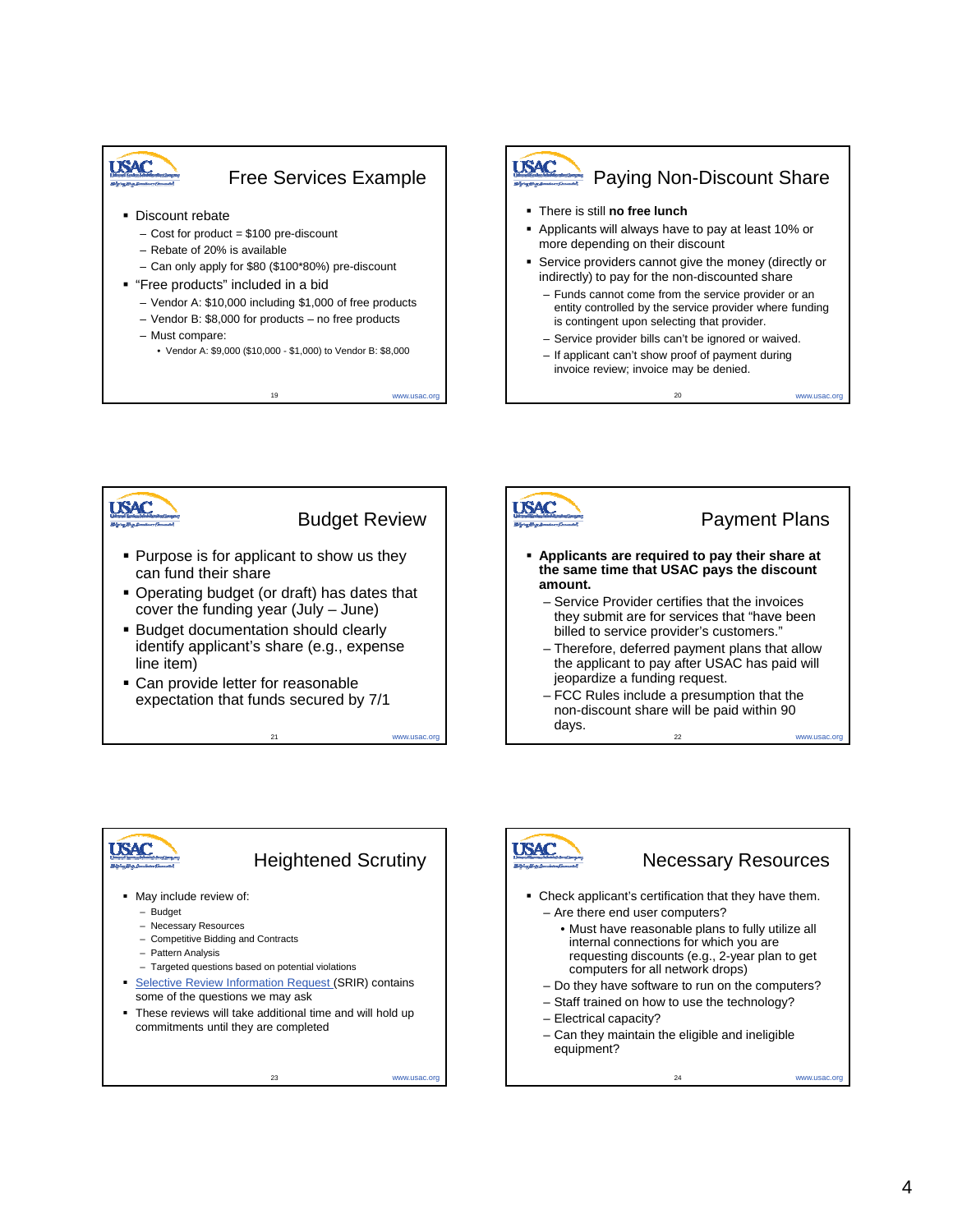## Free Services Example

- Discount rebate
  - Cost for product = $100 pre-discount
  - Rebate of 20% is available
  - Can only apply for $80 ($100*80%) pre-discount
- "Free products" included in a bid
  - Vendor A: $10,000 including $1,000 of free products
  - Vendor B: $8,000 for products – no free products
  - Must compare:
    - Vendor A: $9,000 ($10,000 - $1,000) to Vendor B: $8,000

## Paying Non-Discount Share

- There is still **no free lunch**
- Applicants will always have to pay at least 10% or more depending on their discount
- Service providers cannot give the money (directly or indirectly) to pay for the non-discounted share
  - Funds cannot come from the service provider or an entity controlled by the service provider where funding is contingent upon selecting that provider.
  - Service provider bills can't be ignored or waived.
  - If applicant can't show proof of payment during invoice review; invoice may be denied.

## Budget Review

- Purpose is for applicant to show us they can fund their share
- Operating budget (or draft) has dates that cover the funding year (July – June)
- Budget documentation should clearly identify applicant's share (e.g., expense line item)
- Can provide letter for reasonable expectation that funds secured by 7/1

## Payment Plans

- **Applicants are required to pay their share at the same time that USAC pays the discount amount.**
  - Service Provider certifies that the invoices they submit are for services that "have been billed to service provider's customers."
  - Therefore, deferred payment plans that allow the applicant to pay after USAC has paid will jeopardize a funding request.
  - FCC Rules include a presumption that the non-discount share will be paid within 90 days.

## Heightened Scrutiny

- May include review of:
  - Budget
  - Necessary Resources
  - Competitive Bidding and Contracts
  - Pattern Analysis
  - Targeted questions based on potential violations
- Selective Review Information Request (SRIR) contains some of the questions we may ask
- These reviews will take additional time and will hold up commitments until they are completed

## Necessary Resources

- Check applicant's certification that they have them.
  - Are there end user computers?
    - Must have reasonable plans to fully utilize all internal connections for which you are requesting discounts (e.g., 2-year plan to get computers for all network drops)
  - Do they have software to run on the computers?
  - Staff trained on how to use the technology?
  - Electrical capacity?
  - Can they maintain the eligible and ineligible equipment?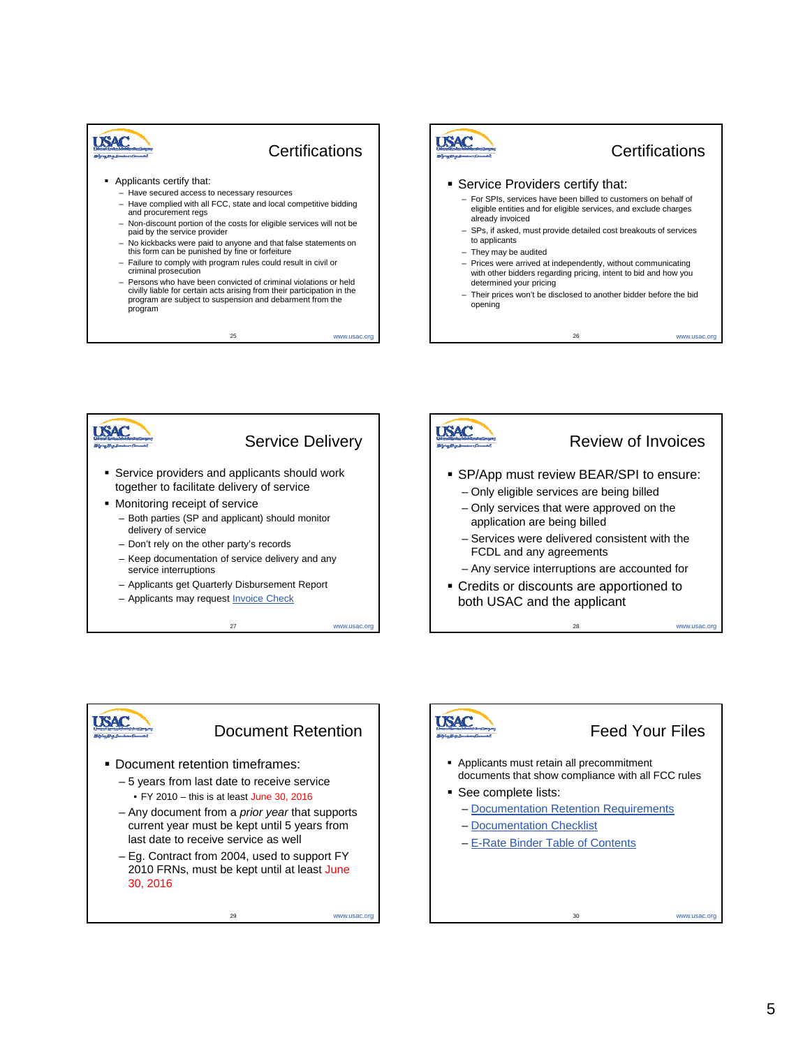## Certifications

- Applicants certify that:
  - Have secured access to necessary resources
  - Have complied with all FCC, state and local competitive bidding and procurement regs
  - Non-discount portion of the costs for eligible services will not be paid by the service provider
  - No kickbacks were paid to anyone and that false statements on this form can be punished by fine or forfeiture
  - Failure to comply with program rules could result in civil or criminal prosecution
  - Persons who have been convicted of criminal violations or held civilly liable for certain acts arising from their participation in the program are subject to suspension and debarment from the program

## Certifications

- Service Providers certify that:
  - For SPIs, services have been billed to customers on behalf of eligible entities and for eligible services, and exclude charges already invoiced
  - SPs, if asked, must provide detailed cost breakouts of services to applicants
  - They may be audited
  - Prices were arrived at independently, without communicating with other bidders regarding pricing, intent to bid and how you determined your pricing
  - Their prices won't be disclosed to another bidder before the bid opening

## Service Delivery

- Service providers and applicants should work together to facilitate delivery of service
- Monitoring receipt of service
  - Both parties (SP and applicant) should monitor delivery of service
  - Don't rely on the other party's records
  - Keep documentation of service delivery and any service interruptions
  - Applicants get Quarterly Disbursement Report
  - Applicants may request Invoice Check

## Review of Invoices

- SP/App must review BEAR/SPI to ensure:
  - Only eligible services are being billed
  - Only services that were approved on the application are being billed
  - Services were delivered consistent with the FCDL and any agreements
  - Any service interruptions are accounted for
- Credits or discounts are apportioned to both USAC and the applicant

## Document Retention

- Document retention timeframes:
  - 5 years from last date to receive service
    - FY 2010 – this is at least June 30, 2016
  - Any document from a *prior year* that supports current year must be kept until 5 years from last date to receive service as well
  - Eg. Contract from 2004, used to support FY 2010 FRNs, must be kept until at least June 30, 2016

## Feed Your Files

- Applicants must retain all precommitment documents that show compliance with all FCC rules
- See complete lists:
  - Documentation Retention Requirements
  - Documentation Checklist
  - E-Rate Binder Table of Contents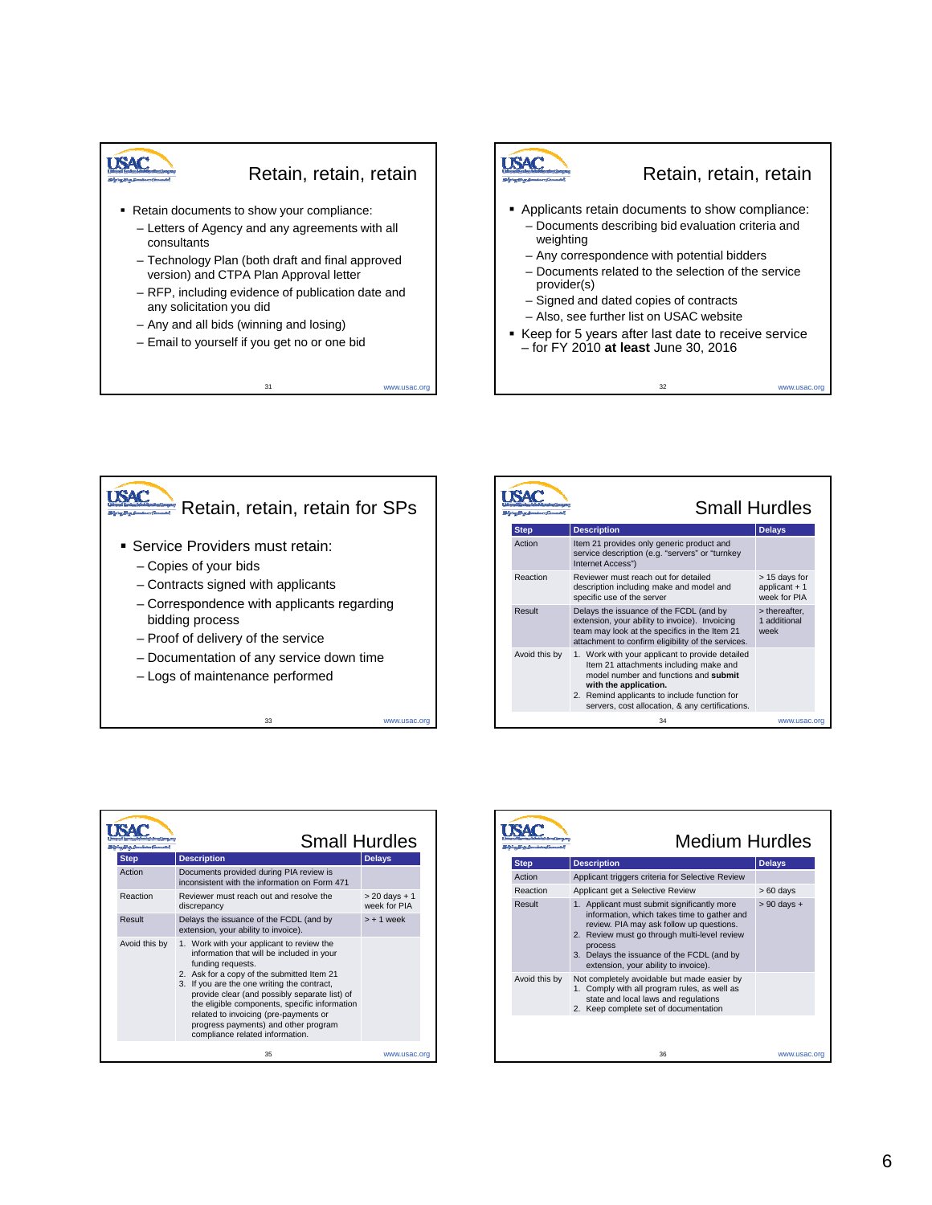## Retain, retain, retain

- Retain documents to show your compliance:
  - Letters of Agency and any agreements with all consultants
  - Technology Plan (both draft and final approved version) and CTPA Plan Approval letter
  - RFP, including evidence of publication date and any solicitation you did
  - Any and all bids (winning and losing)
  - Email to yourself if you get no or one bid

## Retain, retain, retain

- Applicants retain documents to show compliance:
  - Documents describing bid evaluation criteria and weighting
  - Any correspondence with potential bidders
  - Documents related to the selection of the service provider(s)
  - Signed and dated copies of contracts
  - Also, see further list on USAC website
- Keep for 5 years after last date to receive service – for FY 2010 **at least** June 30, 2016

## Retain, retain, retain for SPs

- Service Providers must retain:
  - Copies of your bids
  - Contracts signed with applicants
  - Correspondence with applicants regarding bidding process
  - Proof of delivery of the service
  - Documentation of any service down time
  - Logs of maintenance performed

## Small Hurdles

| Step | Description | Delays |
|---|---|---|
| Action | Item 21 provides only generic product and service description (e.g. "servers" or "turnkey Internet Access") | |
| Reaction | Reviewer must reach out for detailed description including make and model and specific use of the server | > 15 days for applicant + 1 week for PIA |
| Result | Delays the issuance of the FCDL (and by extension, your ability to invoice). Invoicing team may look at the specifics in the Item 21 attachment to confirm eligibility of the services. | > thereafter, 1 additional week |
| Avoid this by | 1. Work with your applicant to provide detailed Item 21 attachments including make and model number and functions and **submit with the application.** 2. Remind applicants to include function for servers, cost allocation, & any certifications. | |

## Small Hurdles

| Step | Description | Delays |
|---|---|---|
| Action | Documents provided during PIA review is inconsistent with the information on Form 471 | |
| Reaction | Reviewer must reach out and resolve the discrepancy | > 20 days + 1 week for PIA |
| Result | Delays the issuance of the FCDL (and by extension, your ability to invoice). | > + 1 week |
| Avoid this by | 1. Work with your applicant to review the information that will be included in your funding requests. 2. Ask for a copy of the submitted Item 21 3. If you are the one writing the contract, provide clear (and possibly separate list) of the eligible components, specific information related to invoicing (pre-payments or progress payments) and other program compliance related information. | |

## Medium Hurdles

| Step | Description | Delays |
|---|---|---|
| Action | Applicant triggers criteria for Selective Review | |
| Reaction | Applicant get a Selective Review | > 60 days |
| Result | 1. Applicant must submit significantly more information, which takes time to gather and review. PIA may ask follow up questions. 2. Review must go through multi-level review process 3. Delays the issuance of the FCDL (and by extension, your ability to invoice). | > 90 days + |
| Avoid this by | Not completely avoidable but made easier by 1. Comply with all program rules, as well as state and local laws and regulations 2. Keep complete set of documentation | |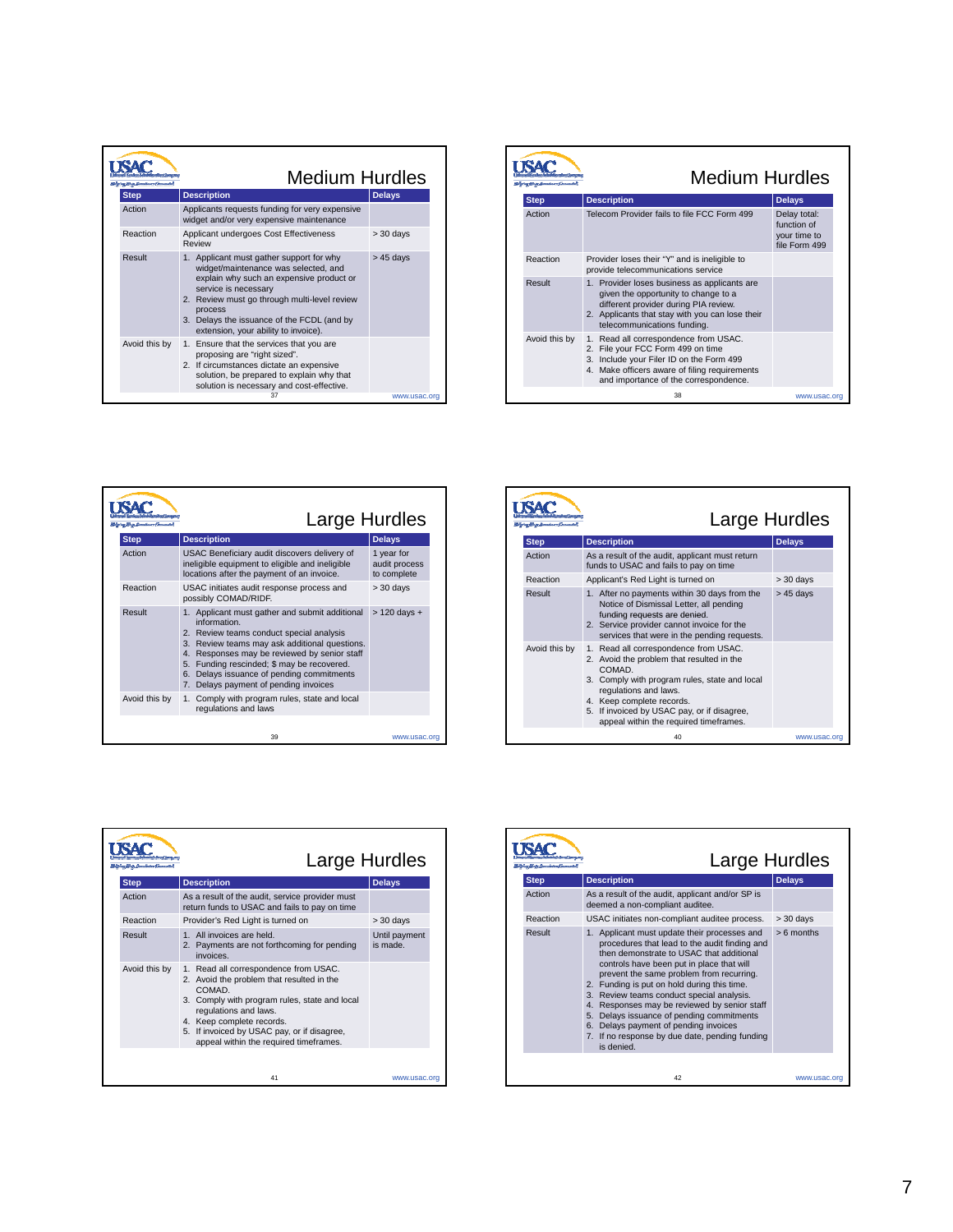## Medium Hurdles

| Step | Description | Delays |
|---|---|---|
| Action | Applicants requests funding for very expensive widget and/or very expensive maintenance | |
| Reaction | Applicant undergoes Cost Effectiveness Review | > 30 days |
| Result | 1. Applicant must gather support for why widget/maintenance was selected, and explain why such an expensive product or service is necessary<br>2. Review must go through multi-level review process<br>3. Delays the issuance of the FCDL (and by extension, your ability to invoice). | > 45 days |
| Avoid this by | 1. Ensure that the services that you are proposing are "right sized".<br>2. If circumstances dictate an expensive solution, be prepared to explain why that solution is necessary and cost-effective. | |

## Medium Hurdles

| Step | Description | Delays |
|---|---|---|
| Action | Telecom Provider fails to file FCC Form 499 | Delay total: function of your time to file Form 499 |
| Reaction | Provider loses their "Y" and is ineligible to provide telecommunications service | |
| Result | 1. Provider loses business as applicants are given the opportunity to change to a different provider during PIA review.<br>2. Applicants that stay with you can lose their telecommunications funding. | |
| Avoid this by | 1. Read all correspondence from USAC.<br>2. File your FCC Form 499 on time<br>3. Include your Filer ID on the Form 499<br>4. Make officers aware of filing requirements and importance of the correspondence. | |

## Large Hurdles

| Step | Description | Delays |
|---|---|---|
| Action | USAC Beneficiary audit discovers delivery of ineligible equipment to eligible and ineligible locations after the payment of an invoice. | 1 year for audit process to complete |
| Reaction | USAC initiates audit response process and possibly COMAD/RIDF. | > 30 days |
| Result | 1. Applicant must gather and submit additional information.<br>2. Review teams conduct special analysis<br>3. Review teams may ask additional questions.<br>4. Responses may be reviewed by senior staff<br>5. Funding rescinded; $ may be recovered.<br>6. Delays issuance of pending commitments<br>7. Delays payment of pending invoices | > 120 days + |
| Avoid this by | 1. Comply with program rules, state and local regulations and laws | |

## Large Hurdles

| Step | Description | Delays |
|---|---|---|
| Action | As a result of the audit, applicant must return funds to USAC and fails to pay on time | |
| Reaction | Applicant's Red Light is turned on | > 30 days |
| Result | 1. After no payments within 30 days from the Notice of Dismissal Letter, all pending funding requests are denied.<br>2. Service provider cannot invoice for the services that were in the pending requests. | > 45 days |
| Avoid this by | 1. Read all correspondence from USAC.<br>2. Avoid the problem that resulted in the COMAD.<br>3. Comply with program rules, state and local regulations and laws.<br>4. Keep complete records.<br>5. If invoiced by USAC pay, or if disagree, appeal within the required timeframes. | |

## Large Hurdles

| Step | Description | Delays |
|---|---|---|
| Action | As a result of the audit, service provider must return funds to USAC and fails to pay on time | |
| Reaction | Provider's Red Light is turned on | > 30 days |
| Result | 1. All invoices are held.<br>2. Payments are not forthcoming for pending invoices. | Until payment is made. |
| Avoid this by | 1. Read all correspondence from USAC.<br>2. Avoid the problem that resulted in the COMAD.<br>3. Comply with program rules, state and local regulations and laws.<br>4. Keep complete records.<br>5. If invoiced by USAC pay, or if disagree, appeal within the required timeframes. | |

## Large Hurdles

| Step | Description | Delays |
|---|---|---|
| Action | As a result of the audit, applicant and/or SP is deemed a non-compliant auditee. | |
| Reaction | USAC initiates non-compliant auditee process. | > 30 days |
| Result | 1. Applicant must update their processes and procedures that lead to the audit finding and then demonstrate to USAC that additional controls have been put in place that will prevent the same problem from recurring.<br>2. Funding is put on hold during this time.<br>3. Review teams conduct special analysis.<br>4. Responses may be reviewed by senior staff<br>5. Delays issuance of pending commitments<br>6. Delays payment of pending invoices<br>7. If no response by due date, pending funding is denied. | > 6 months |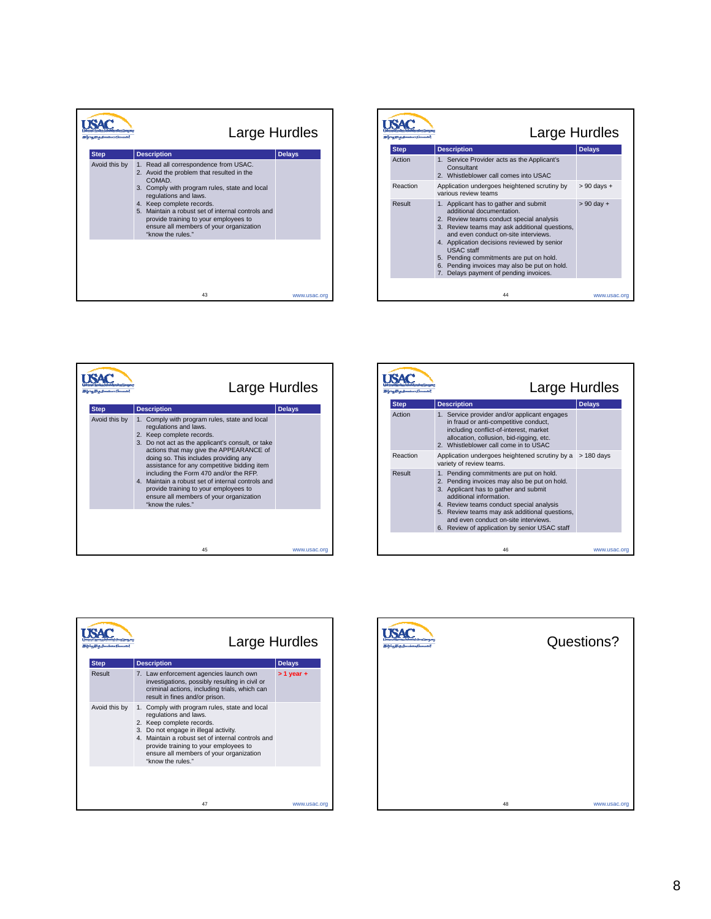## Large Hurdles

| Step | Description | Delays |
| --- | --- | --- |
| Avoid this by | 1. Read all correspondence from USAC.<br>2. Avoid the problem that resulted in the COMAD.<br>3. Comply with program rules, state and local regulations and laws.<br>4. Keep complete records.<br>5. Maintain a robust set of internal controls and provide training to your employees to ensure all members of your organization "know the rules." | |

## Large Hurdles

| Step | Description | Delays |
| --- | --- | --- |
| Action | 1. Service Provider acts as the Applicant's Consultant<br>2. Whistleblower call comes into USAC | |
| Reaction | Application undergoes heightened scrutiny by various review teams | > 90 days + |
| Result | 1. Applicant has to gather and submit additional documentation.<br>2. Review teams conduct special analysis<br>3. Review teams may ask additional questions, and even conduct on-site interviews.<br>4. Application decisions reviewed by senior USAC staff<br>5. Pending commitments are put on hold.<br>6. Pending invoices may also be put on hold.<br>7. Delays payment of pending invoices. | > 90 day + |

## Large Hurdles

| Step | Description | Delays |
| --- | --- | --- |
| Avoid this by | 1. Comply with program rules, state and local regulations and laws.<br>2. Keep complete records.<br>3. Do not act as the applicant's consult, or take actions that may give the APPEARANCE of doing so. This includes providing any assistance for any competitive bidding item including the Form 470 and/or the RFP.<br>4. Maintain a robust set of internal controls and provide training to your employees to ensure all members of your organization "know the rules." | |

## Large Hurdles

| Step | Description | Delays |
| --- | --- | --- |
| Action | 1. Service provider and/or applicant engages in fraud or anti-competitive conduct, including conflict-of-interest, market allocation, collusion, bid-rigging, etc.<br>2. Whistleblower call come in to USAC | |
| Reaction | Application undergoes heightened scrutiny by a variety of review teams. | > 180 days |
| Result | 1. Pending commitments are put on hold.<br>2. Pending invoices may also be put on hold.<br>3. Applicant has to gather and submit additional information.<br>4. Review teams conduct special analysis<br>5. Review teams may ask additional questions, and even conduct on-site interviews.<br>6. Review of application by senior USAC staff | |

## Large Hurdles

| Step | Description | Delays |
| --- | --- | --- |
| Result | 7. Law enforcement agencies launch own investigations, possibly resulting in civil or criminal actions, including trials, which can result in fines and/or prison. | **> 1 year +** |
| Avoid this by | 1. Comply with program rules, state and local regulations and laws.<br>2. Keep complete records.<br>3. Do not engage in illegal activity.<br>4. Maintain a robust set of internal controls and provide training to your employees to ensure all members of your organization "know the rules." | |

## Questions?